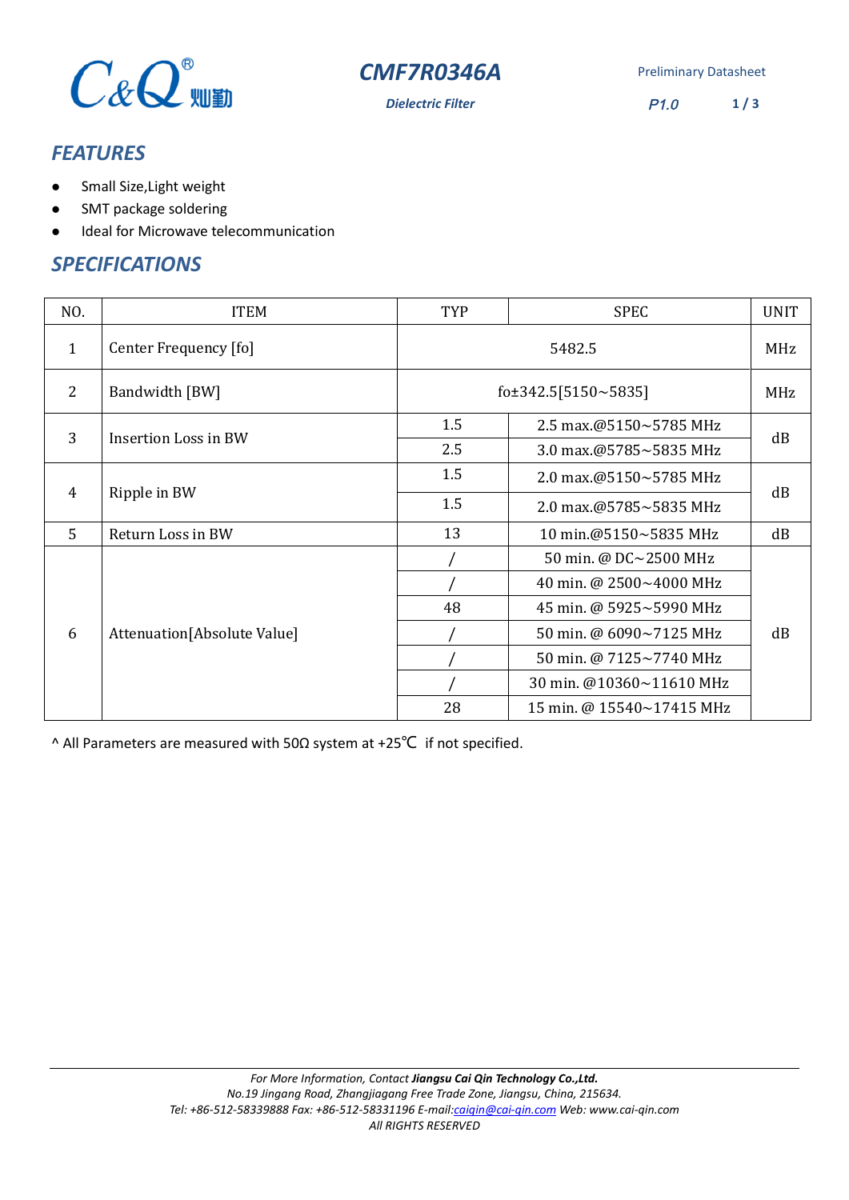# CMF7R0346A

*Dielectric Filter*

Preliminary Datasheet

P1.0

## FEATURES

- Small Size,Light weight
- SMT package soldering
- Ideal for Microwave telecommunication

## SPECIFICATIONS

| NO. | ITEM | TYP | SPEC | UNIT |
|---|---|---|---|---|
| 1 | Center Frequency [fo] | 5482.5 | | MHz |
| 2 | Bandwidth [BW] | fo±342.5[5150~5835] | | MHz |
| 3 | Insertion Loss in BW | 1.5 | 2.5 max.@5150~5785 MHz | dB |
| | | 2.5 | 3.0 max.@5785~5835 MHz | |
| 4 | Ripple in BW | 1.5 | 2.0 max.@5150~5785 MHz | dB |
| | | 1.5 | 2.0 max.@5785~5835 MHz | |
| 5 | Return Loss in BW | 13 | 10 min.@5150~5835 MHz | dB |
| 6 | Attenuation[Absolute Value] | / | 50 min. @ DC~2500 MHz | dB |
| | | / | 40 min. @ 2500~4000 MHz | |
| | | 48 | 45 min. @ 5925~5990 MHz | |
| | | / | 50 min. @ 6090~7125 MHz | |
| | | / | 50 min. @ 7125~7740 MHz | |
| | | / | 30 min. @10360~11610 MHz | |
| | | 28 | 15 min. @ 15540~17415 MHz | |

^ All Parameters are measured with 50Ω system at +25℃ if not specified.

*For More Information, Contact **Jiangsu Cai Qin Technology Co.,Ltd.***
*No.19 Jingang Road, Zhangjiagang Free Trade Zone, Jiangsu, China, 215634.*
*Tel: +86-512-58339888 Fax: +86-512-58331196 E-mail:caiqin@cai-qin.com Web: www.cai-qin.com*
*All RIGHTS RESERVED*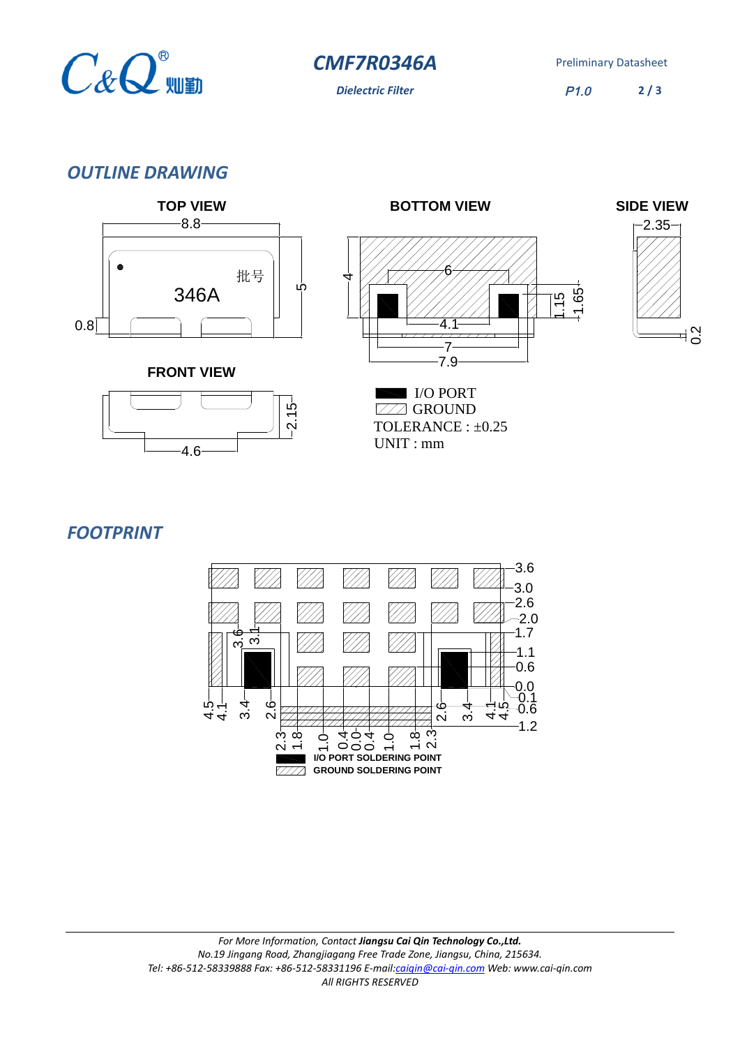## OUTLINE DRAWING

**TOP VIEW**

8.8

批号

346A

5

0.8

**BOTTOM VIEW**

4

6

4.1

7

7.9

1.15

1.65

**SIDE VIEW**

2.35

0.2

**FRONT VIEW**

2.15

4.6

I/O PORT
GROUND
TOLERANCE : ±0.25
UNIT : mm

## FOOTPRINT

3.6
3.0
2.6
2.0
1.7
1.1
0.6
0.0
0.1
0.6
1.2

3.6 3.1

4.5 4.1 3.4 2.6

2.6 3.4 4.1 4.5

2.3 1.8 1.0 0.4 0.0 0.4 1.0 1.8 2.3

I/O PORT SOLDERING POINT
GROUND SOLDERING POINT

For More Information, Contact **Jiangsu Cai Qin Technology Co.,Ltd.**
No.19 Jingang Road, Zhangjiagang Free Trade Zone, Jiangsu, China, 215634.
Tel: +86-512-58339888 Fax: +86-512-58331196 E-mail:caiqin@cai-qin.com Web: www.cai-qin.com
All RIGHTS RESERVED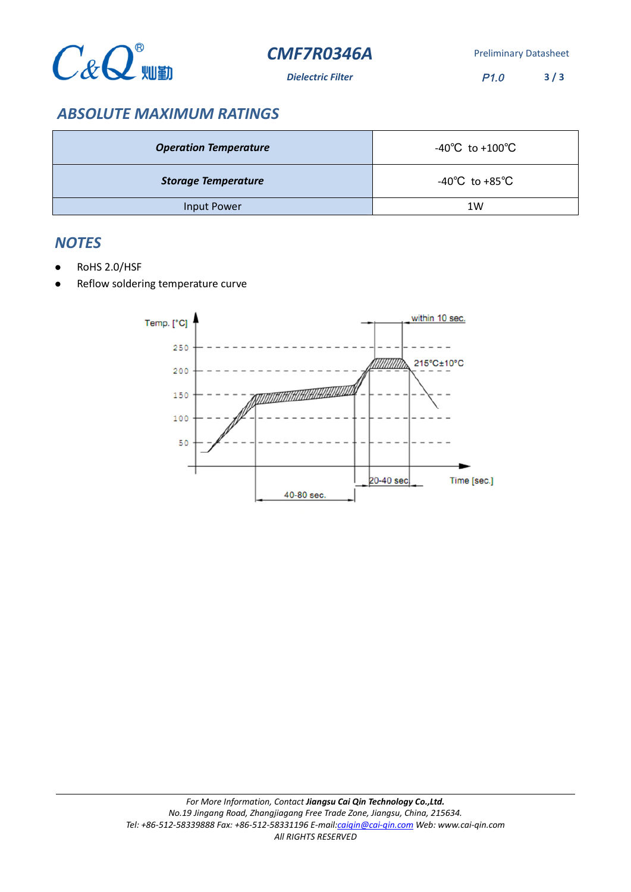## ABSOLUTE MAXIMUM RATINGS

| | |
|---|---|
| ***Operation Temperature*** | -40℃ to +100℃ |
| ***Storage Temperature*** | -40℃ to +85℃ |
| Input Power | 1W |

## NOTES

- RoHS 2.0/HSF
- Reflow soldering temperature curve

Temp. [°C]
250
200
150
100
50
within 10 sec.
215°C±10°C
20-40 sec
40-80 sec.
Time [sec.]

For More Information, Contact **Jiangsu Cai Qin Technology Co.,Ltd.**
No.19 Jingang Road, Zhangjiagang Free Trade Zone, Jiangsu, China, 215634.
Tel: +86-512-58339888 Fax: +86-512-58331196 E-mail:caiqin@cai-qin.com Web: www.cai-qin.com
All RIGHTS RESERVED